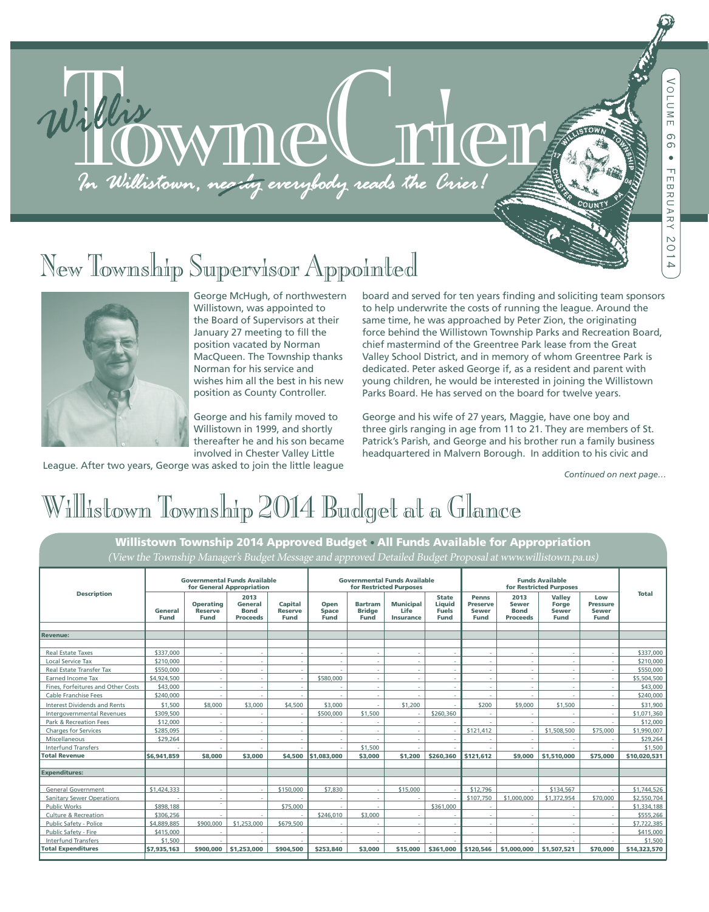# Willis Towne Crier

*In Willistown, ~~nearly~~ everybody reads the Crier!*

Volume 66 • February 2014

## New Township Supervisor Appointed

George McHugh, of northwestern Willistown, was appointed to the Board of Supervisors at their January 27 meeting to fill the position vacated by Norman MacQueen. The Township thanks Norman for his service and wishes him all the best in his new position as County Controller.

George and his family moved to Willistown in 1999, and shortly thereafter he and his son became involved in Chester Valley Little League. After two years, George was asked to join the little league board and served for ten years finding and soliciting team sponsors to help underwrite the costs of running the league. Around the same time, he was approached by Peter Zion, the originating force behind the Willistown Township Parks and Recreation Board, chief mastermind of the Greentree Park lease from the Great Valley School District, and in memory of whom Greentree Park is dedicated. Peter asked George if, as a resident and parent with young children, he would be interested in joining the Willistown Parks Board. He has served on the board for twelve years.

George and his wife of 27 years, Maggie, have one boy and three girls ranging in age from 11 to 21. They are members of St. Patrick's Parish, and George and his brother run a family business headquartered in Malvern Borough. In addition to his civic and

*Continued on next page…*

## Willistown Township 2014 Budget at a Glance

**Willistown Township 2014 Approved Budget • All Funds Available for Appropriation**

*(View the Township Manager's Budget Message and approved Detailed Budget Proposal at www.willistown.pa.us)*

| Description | Governmental Funds Available for General Appropriation | | | | Governmental Funds Available for Restricted Purposes | | | | Funds Available for Restricted Purposes | | | | Total |
|---|---|---|---|---|---|---|---|---|---|---|---|---|---|
| | General Fund | Operating Reserve Fund | 2013 General Bond Proceeds | Capital Reserve Fund | Open Space Fund | Bartram Bridge Fund | Municipal Life Insurance | State Liquid Fuels Fund | Penns Preserve Sewer Fund | 2013 Sewer Bond Proceeds | Valley Forge Sewer Fund | Low Pressure Sewer Fund | |
| **Revenue:** | | | | | | | | | | | | | |
| Real Estate Taxes | $337,000 | - | - | - | - | - | - | - | - | - | - | - | $337,000 |
| Local Service Tax | $210,000 | - | - | - | - | - | - | - | - | - | - | - | $210,000 |
| Real Estate Transfer Tax | $550,000 | - | - | - | - | - | - | - | - | - | - | - | $550,000 |
| Earned Income Tax | $4,924,500 | - | - | - | $580,000 | - | - | - | - | - | - | - | $5,504,500 |
| Fines, Forfeitures and Other Costs | $43,000 | - | - | - | - | - | - | - | - | - | - | - | $43,000 |
| Cable Franchise Fees | $240,000 | - | - | - | - | - | - | - | - | - | - | - | $240,000 |
| Interest Dividends and Rents | $1,500 | $8,000 | $3,000 | $4,500 | $3,000 | - | $1,200 | - | $200 | $9,000 | $1,500 | - | $31,900 |
| Intergovernmental Revenues | $309,500 | - | - | - | $500,000 | $1,500 | - | $260,360 | - | - | - | - | $1,071,360 |
| Park & Recreation Fees | $12,000 | - | - | - | - | - | - | - | - | - | - | - | $12,000 |
| Charges for Services | $285,095 | - | - | - | - | - | - | - | $121,412 | - | $1,508,500 | $75,000 | $1,990,007 |
| Miscellaneous | $29,264 | - | - | - | - | - | - | - | - | - | - | - | $29,264 |
| Interfund Transfers | - | - | - | - | - | $1,500 | - | - | - | - | - | - | $1,500 |
| **Total Revenue** | **$6,941,859** | **$8,000** | **$3,000** | **$4,500** | **$1,083,000** | **$3,000** | **$1,200** | **$260,360** | **$121,612** | **$9,000** | **$1,510,000** | **$75,000** | **$10,020,531** |
| **Expenditures:** | | | | | | | | | | | | | |
| General Government | $1,424,333 | - | - | $150,000 | $7,830 | - | $15,000 | - | $12,796 | - | $134,567 | - | $1,744,526 |
| Sanitary Sewer Operations | - | - | - | - | - | - | - | - | $107,750 | $1,000,000 | $1,372,954 | $70,000 | $2,550,704 |
| Public Works | $898,188 | - | | $75,000 | - | - | | $361,000 | - | | - | - | $1,334,188 |
| Culture & Recreation | $306,256 | - | - | - | $246,010 | $3,000 | - | - | - | - | - | - | $555,266 |
| Public Safety - Police | $4,889,885 | $900,000 | $1,253,000 | $679,500 | - | - | - | - | - | - | - | - | $7,722,385 |
| Public Safety - Fire | $415,000 | - | - | - | - | - | - | - | - | - | - | - | $415,000 |
| Interfund Transfers | $1,500 | - | - | - | - | - | - | - | - | - | - | - | $1,500 |
| **Total Expenditures** | **$7,935,163** | **$900,000** | **$1,253,000** | **$904,500** | **$253,840** | **$3,000** | **$15,000** | **$361,000** | **$120,546** | **$1,000,000** | **$1,507,521** | **$70,000** | **$14,323,570** |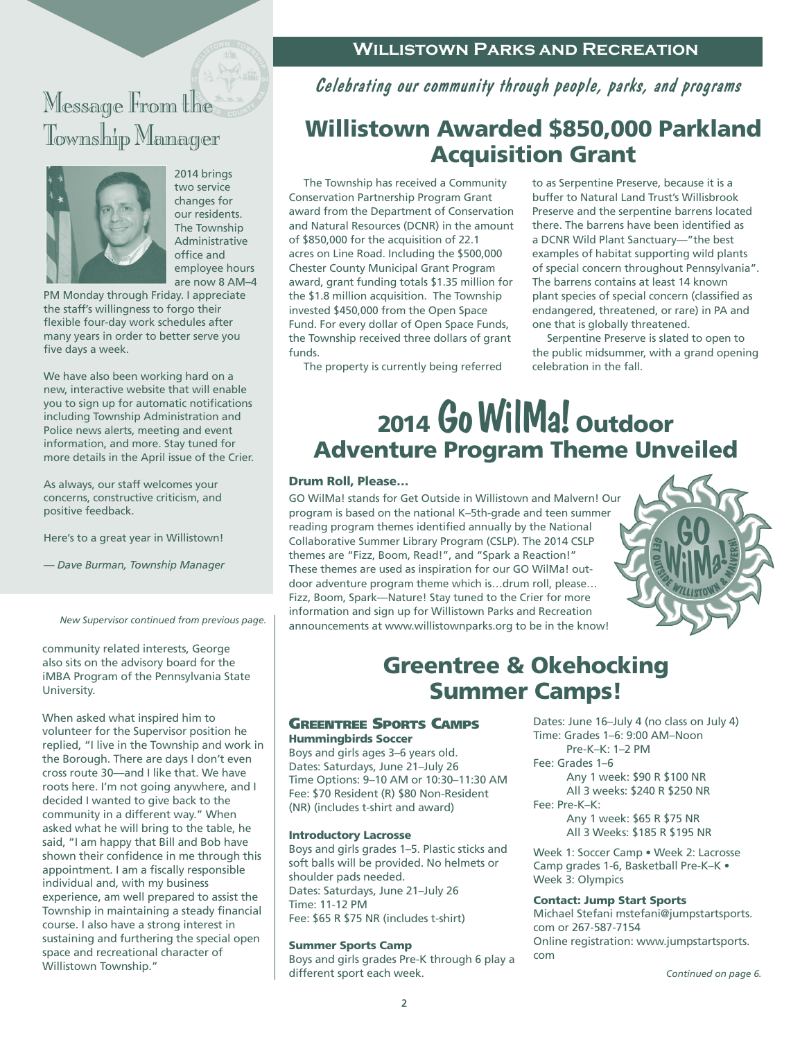# Message From the Township Manager

2014 brings two service changes for our residents. The Township Administrative office and employee hours are now 8 AM–4 PM Monday through Friday. I appreciate the staff's willingness to forgo their flexible four-day work schedules after many years in order to better serve you five days a week.

We have also been working hard on a new, interactive website that will enable you to sign up for automatic notifications including Township Administration and Police news alerts, meeting and event information, and more. Stay tuned for more details in the April issue of the Crier.

As always, our staff welcomes your concerns, constructive criticism, and positive feedback.

Here's to a great year in Willistown!

*— Dave Burman, Township Manager*

*New Supervisor continued from previous page.*

community related interests, George also sits on the advisory board for the iMBA Program of the Pennsylvania State University.

When asked what inspired him to volunteer for the Supervisor position he replied, "I live in the Township and work in the Borough. There are days I don't even cross route 30—and I like that. We have roots here. I'm not going anywhere, and I decided I wanted to give back to the community in a different way." When asked what he will bring to the table, he said, "I am happy that Bill and Bob have shown their confidence in me through this appointment. I am a fiscally responsible individual and, with my business experience, am well prepared to assist the Township in maintaining a steady financial course. I also have a strong interest in sustaining and furthering the special open space and recreational character of Willistown Township."

## Willistown Parks and Recreation

*Celebrating our community through people, parks, and programs*

# Willistown Awarded $850,000 Parkland Acquisition Grant

The Township has received a Community Conservation Partnership Program Grant award from the Department of Conservation and Natural Resources (DCNR) in the amount of $850,000 for the acquisition of 22.1 acres on Line Road. Including the $500,000 Chester County Municipal Grant Program award, grant funding totals $1.35 million for the $1.8 million acquisition. The Township invested $450,000 from the Open Space Fund. For every dollar of Open Space Funds, the Township received three dollars of grant funds.

The property is currently being referred to as Serpentine Preserve, because it is a buffer to Natural Land Trust's Willisbrook Preserve and the serpentine barrens located there. The barrens have been identified as a DCNR Wild Plant Sanctuary—"the best examples of habitat supporting wild plants of special concern throughout Pennsylvania". The barrens contains at least 14 known plant species of special concern (classified as endangered, threatened, or rare) in PA and one that is globally threatened.

Serpentine Preserve is slated to open to the public midsummer, with a grand opening celebration in the fall.

# 2014 Go WilMa! Outdoor Adventure Program Theme Unveiled

### Drum Roll, Please…

GO WilMa! stands for Get Outside in Willistown and Malvern! Our program is based on the national K–5th-grade and teen summer reading program themes identified annually by the National Collaborative Summer Library Program (CSLP). The 2014 CSLP themes are "Fizz, Boom, Read!", and "Spark a Reaction!" These themes are used as inspiration for our GO WilMa! outdoor adventure program theme which is…drum roll, please… Fizz, Boom, Spark—Nature! Stay tuned to the Crier for more information and sign up for Willistown Parks and Recreation announcements at www.willistownparks.org to be in the know!

# Greentree & Okehocking Summer Camps!

## Greentree Sports Camps

### Hummingbirds Soccer

Boys and girls ages 3–6 years old.
Dates: Saturdays, June 21–July 26
Time Options: 9–10 AM or 10:30–11:30 AM
Fee: $70 Resident (R) $80 Non-Resident (NR) (includes t-shirt and award)

### Introductory Lacrosse

Boys and girls grades 1–5. Plastic sticks and soft balls will be provided. No helmets or shoulder pads needed.
Dates: Saturdays, June 21–July 26
Time: 11-12 PM
Fee: $65 R $75 NR (includes t-shirt)

### Summer Sports Camp

Boys and girls grades Pre-K through 6 play a different sport each week.
Dates: June 16–July 4 (no class on July 4)
Time: Grades 1–6: 9:00 AM–Noon
Pre-K–K: 1–2 PM
Fee: Grades 1–6
Any 1 week: $90 R $100 NR
All 3 weeks: $240 R $250 NR
Fee: Pre-K–K:
Any 1 week: $65 R $75 NR
All 3 Weeks: $185 R $195 NR

Week 1: Soccer Camp • Week 2: Lacrosse Camp grades 1-6, Basketball Pre-K–K • Week 3: Olympics

### Contact: Jump Start Sports

Michael Stefani mstefani@jumpstartsports.com or 267-587-7154
Online registration: www.jumpstartsports.com

*Continued on page 6.*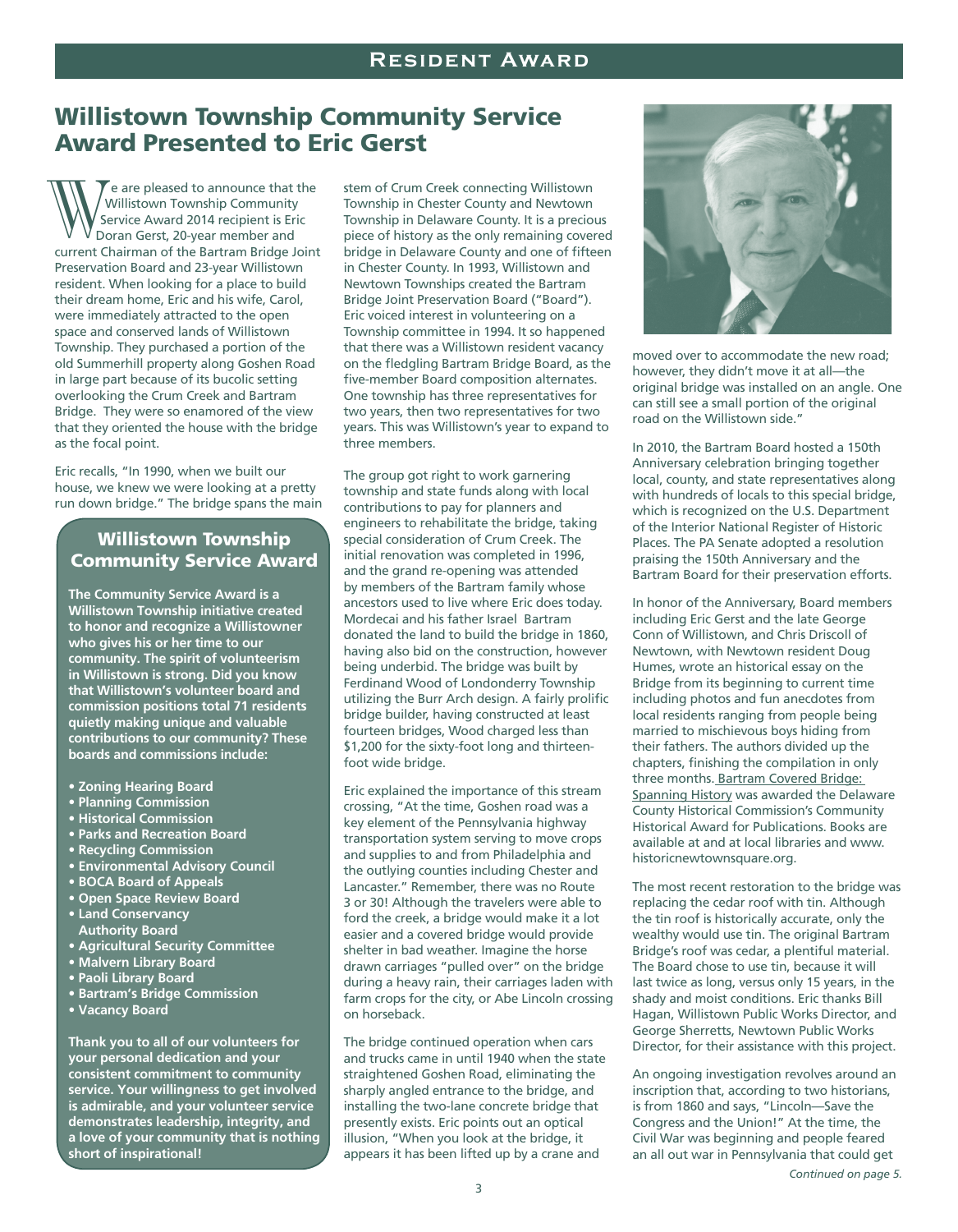## Resident Award

# Willistown Township Community Service Award Presented to Eric Gerst

We are pleased to announce that the Willistown Township Community Service Award 2014 recipient is Eric Doran Gerst, 20-year member and current Chairman of the Bartram Bridge Joint Preservation Board and 23-year Willistown resident. When looking for a place to build their dream home, Eric and his wife, Carol, were immediately attracted to the open space and conserved lands of Willistown Township. They purchased a portion of the old Summerhill property along Goshen Road in large part because of its bucolic setting overlooking the Crum Creek and Bartram Bridge. They were so enamored of the view that they oriented the house with the bridge as the focal point.

Eric recalls, "In 1990, when we built our house, we knew we were looking at a pretty run down bridge." The bridge spans the main stem of Crum Creek connecting Willistown Township in Chester County and Newtown Township in Delaware County. It is a precious piece of history as the only remaining covered bridge in Delaware County and one of fifteen in Chester County. In 1993, Willistown and Newtown Townships created the Bartram Bridge Joint Preservation Board ("Board"). Eric voiced interest in volunteering on a Township committee in 1994. It so happened that there was a Willistown resident vacancy on the fledgling Bartram Bridge Board, as the five-member Board composition alternates. One township has three representatives for two years, then two representatives for two years. This was Willistown's year to expand to three members.

The group got right to work garnering township and state funds along with local contributions to pay for planners and engineers to rehabilitate the bridge, taking special consideration of Crum Creek. The initial renovation was completed in 1996, and the grand re-opening was attended by members of the Bartram family whose ancestors used to live where Eric does today. Mordecai and his father Israel Bartram donated the land to build the bridge in 1860, having also bid on the construction, however being underbid. The bridge was built by Ferdinand Wood of Londonderry Township utilizing the Burr Arch design. A fairly prolific bridge builder, having constructed at least fourteen bridges, Wood charged less than $1,200 for the sixty-foot long and thirteen-foot wide bridge.

Eric explained the importance of this stream crossing, "At the time, Goshen road was a key element of the Pennsylvania highway transportation system serving to move crops and supplies to and from Philadelphia and the outlying counties including Chester and Lancaster." Remember, there was no Route 3 or 30! Although the travelers were able to ford the creek, a bridge would make it a lot easier and a covered bridge would provide shelter in bad weather. Imagine the horse drawn carriages "pulled over" on the bridge during a heavy rain, their carriages laden with farm crops for the city, or Abe Lincoln crossing on horseback.

The bridge continued operation when cars and trucks came in until 1940 when the state straightened Goshen Road, eliminating the sharply angled entrance to the bridge, and installing the two-lane concrete bridge that presently exists. Eric points out an optical illusion, "When you look at the bridge, it appears it has been lifted up by a crane and moved over to accommodate the new road; however, they didn't move it at all—the original bridge was installed on an angle. One can still see a small portion of the original road on the Willistown side."

In 2010, the Bartram Board hosted a 150th Anniversary celebration bringing together local, county, and state representatives along with hundreds of locals to this special bridge, which is recognized on the U.S. Department of the Interior National Register of Historic Places. The PA Senate adopted a resolution praising the 150th Anniversary and the Bartram Board for their preservation efforts.

In honor of the Anniversary, Board members including Eric Gerst and the late George Conn of Willistown, and Chris Driscoll of Newtown, with Newtown resident Doug Humes, wrote an historical essay on the Bridge from its beginning to current time including photos and fun anecdotes from local residents ranging from people being married to mischievous boys hiding from their fathers. The authors divided up the chapters, finishing the compilation in only three months. Bartram Covered Bridge: Spanning History was awarded the Delaware County Historical Commission's Community Historical Award for Publications. Books are available at and at local libraries and www.historicnewtownsquare.org.

The most recent restoration to the bridge was replacing the cedar roof with tin. Although the tin roof is historically accurate, only the wealthy would use tin. The original Bartram Bridge's roof was cedar, a plentiful material. The Board chose to use tin, because it will last twice as long, versus only 15 years, in the shady and moist conditions. Eric thanks Bill Hagan, Willistown Public Works Director, and George Sherretts, Newtown Public Works Director, for their assistance with this project.

An ongoing investigation revolves around an inscription that, according to two historians, is from 1860 and says, "Lincoln—Save the Congress and the Union!" At the time, the Civil War was beginning and people feared an all out war in Pennsylvania that could get

*Continued on page 5.*

### Willistown Township Community Service Award

**The Community Service Award is a Willistown Township initiative created to honor and recognize a Willistowner who gives his or her time to our community. The spirit of volunteerism in Willistown is strong. Did you know that Willistown's volunteer board and commission positions total 71 residents quietly making unique and valuable contributions to our community? These boards and commissions include:**

- **Zoning Hearing Board**
- **Planning Commission**
- **Historical Commission**
- **Parks and Recreation Board**
- **Recycling Commission**
- **Environmental Advisory Council**
- **BOCA Board of Appeals**
- **Open Space Review Board**
- **Land Conservancy Authority Board**
- **Agricultural Security Committee**
- **Malvern Library Board**
- **Paoli Library Board**
- **Bartram's Bridge Commission**
- **Vacancy Board**

**Thank you to all of our volunteers for your personal dedication and your consistent commitment to community service. Your willingness to get involved is admirable, and your volunteer service demonstrates leadership, integrity, and a love of your community that is nothing short of inspirational!**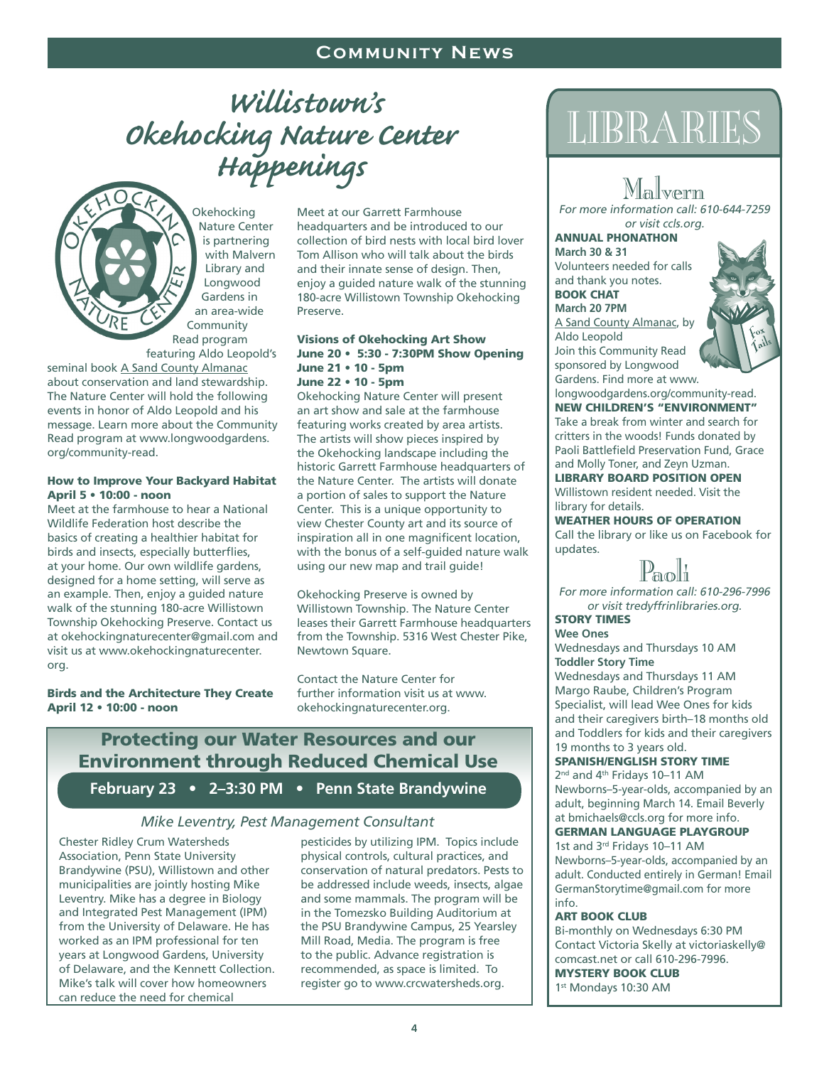# Community News

## Willistown's Okehocking Nature Center Happenings

Okehocking Nature Center is partnering with Malvern Library and Longwood Gardens in an area-wide Community Read program featuring Aldo Leopold's seminal book A Sand County Almanac about conservation and land stewardship. The Nature Center will hold the following events in honor of Aldo Leopold and his message. Learn more about the Community Read program at www.longwoodgardens.org/community-read.

### How to Improve Your Backyard Habitat
**April 5 • 10:00 - noon**

Meet at the farmhouse to hear a National Wildlife Federation host describe the basics of creating a healthier habitat for birds and insects, especially butterflies, at your home. Our own wildlife gardens, designed for a home setting, will serve as an example. Then, enjoy a guided nature walk of the stunning 180-acre Willistown Township Okehocking Preserve. Contact us at okehockingnaturecenter@gmail.com and visit us at www.okehockingnaturecenter.org.

### Birds and the Architecture They Create
**April 12 • 10:00 - noon**

Meet at our Garrett Farmhouse headquarters and be introduced to our collection of bird nests with local bird lover Tom Allison who will talk about the birds and their innate sense of design. Then, enjoy a guided nature walk of the stunning 180-acre Willistown Township Okehocking Preserve.

### Visions of Okehocking Art Show
**June 20 • 5:30 - 7:30PM Show Opening**
**June 21 • 10 - 5pm**
**June 22 • 10 - 5pm**

Okehocking Nature Center will present an art show and sale at the farmhouse featuring works created by area artists. The artists will show pieces inspired by the Okehocking landscape including the historic Garrett Farmhouse headquarters of the Nature Center. The artists will donate a portion of sales to support the Nature Center. This is a unique opportunity to view Chester County art and its source of inspiration all in one magnificent location, with the bonus of a self-guided nature walk using our new map and trail guide!

Okehocking Preserve is owned by Willistown Township. The Nature Center leases their Garrett Farmhouse headquarters from the Township. 5316 West Chester Pike, Newtown Square.

Contact the Nature Center for further information visit us at www.okehockingnaturecenter.org.

## Protecting our Water Resources and our Environment through Reduced Chemical Use

**February 23 • 2–3:30 PM • Penn State Brandywine**

*Mike Leventry, Pest Management Consultant*

Chester Ridley Crum Watersheds Association, Penn State University Brandywine (PSU), Willistown and other municipalities are jointly hosting Mike Leventry. Mike has a degree in Biology and Integrated Pest Management (IPM) from the University of Delaware. He has worked as an IPM professional for ten years at Longwood Gardens, University of Delaware, and the Kennett Collection. Mike's talk will cover how homeowners can reduce the need for chemical pesticides by utilizing IPM. Topics include physical controls, cultural practices, and conservation of natural predators. Pests to be addressed include weeds, insects, algae and some mammals. The program will be in the Tomezsko Building Auditorium at the PSU Brandywine Campus, 25 Yearsley Mill Road, Media. The program is free to the public. Advance registration is recommended, as space is limited. To register go to www.crcwatersheds.org.

# Libraries

## Malvern

*For more information call: 610-644-7259 or visit ccls.org.*

**ANNUAL PHONATHON**
**March 30 & 31**
Volunteers needed for calls and thank you notes.

**BOOK CHAT**
**March 20 7PM**
A Sand County Almanac, by Aldo Leopold
Join this Community Read sponsored by Longwood Gardens. Find more at www.longwoodgardens.org/community-read.

**NEW CHILDREN'S "ENVIRONMENT"**
Take a break from winter and search for critters in the woods! Funds donated by Paoli Battlefield Preservation Fund, Grace and Molly Toner, and Zeyn Uzman.

**LIBRARY BOARD POSITION OPEN**
Willistown resident needed. Visit the library for details.

**WEATHER HOURS OF OPERATION**
Call the library or like us on Facebook for updates.

## Paoli

*For more information call: 610-296-7996 or visit tredyffrinlibraries.org.*

**STORY TIMES**

**Wee Ones**
Wednesdays and Thursdays 10 AM

**Toddler Story Time**
Wednesdays and Thursdays 11 AM
Margo Raube, Children's Program Specialist, will lead Wee Ones for kids and their caregivers birth–18 months old and Toddlers for kids and their caregivers 19 months to 3 years old.

**SPANISH/ENGLISH STORY TIME**
2nd and 4th Fridays 10–11 AM
Newborns–5-year-olds, accompanied by an adult, beginning March 14. Email Beverly at bmichaels@ccls.org for more info.

**GERMAN LANGUAGE PLAYGROUP**
1st and 3rd Fridays 10–11 AM
Newborns–5-year-olds, accompanied by an adult. Conducted entirely in German! Email GermanStorytime@gmail.com for more info.

**ART BOOK CLUB**
Bi-monthly on Wednesdays 6:30 PM
Contact Victoria Skelly at victoriaskelly@comcast.net or call 610-296-7996.

**MYSTERY BOOK CLUB**
1st Mondays 10:30 AM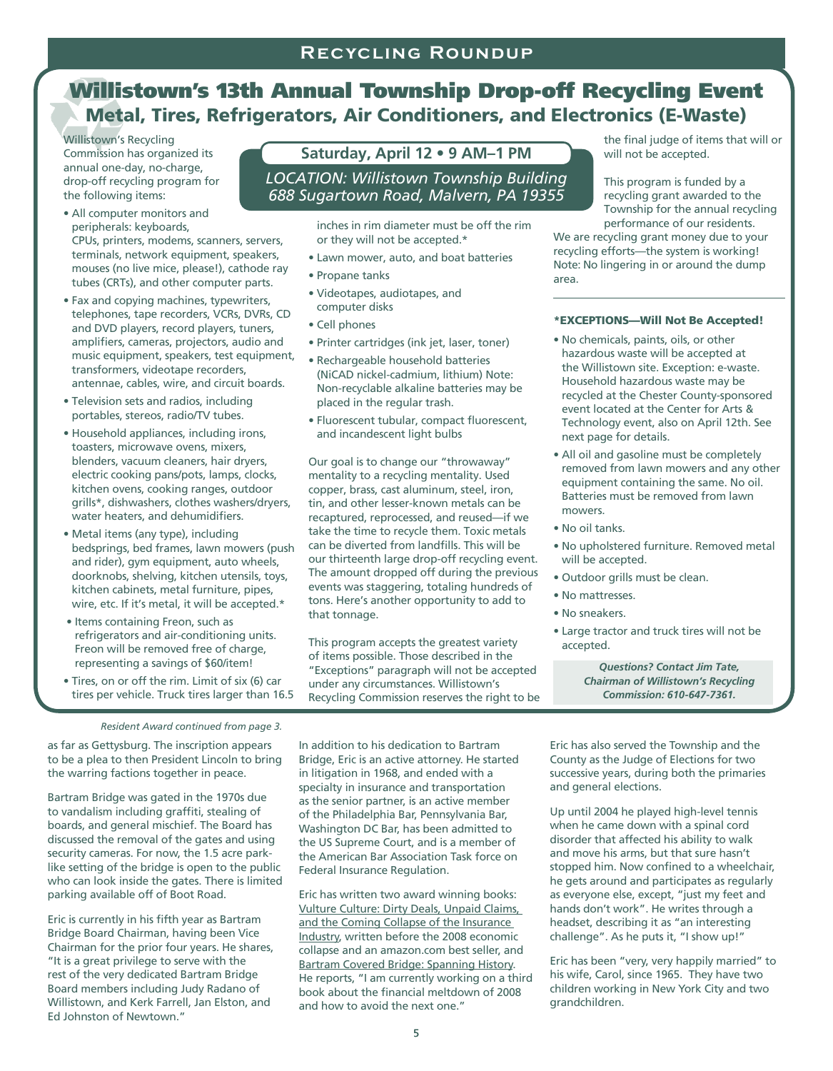## Recycling Roundup

# Willistown's 13th Annual Township Drop-off Recycling Event

## Metal, Tires, Refrigerators, Air Conditioners, and Electronics (E-Waste)

**Saturday, April 12 • 9 AM–1 PM**

*LOCATION: Willistown Township Building*
*688 Sugartown Road, Malvern, PA 19355*

Willistown's Recycling Commission has organized its annual one-day, no-charge, drop-off recycling program for the following items:

- All computer monitors and peripherals: keyboards, CPUs, printers, modems, scanners, servers, terminals, network equipment, speakers, mouses (no live mice, please!), cathode ray tubes (CRTs), and other computer parts.
- Fax and copying machines, typewriters, telephones, tape recorders, VCRs, DVRs, CD and DVD players, record players, tuners, amplifiers, cameras, projectors, audio and music equipment, speakers, test equipment, transformers, videotape recorders, antennae, cables, wire, and circuit boards.
- Television sets and radios, including portables, stereos, radio/TV tubes.
- Household appliances, including irons, toasters, microwave ovens, mixers, blenders, vacuum cleaners, hair dryers, electric cooking pans/pots, lamps, clocks, kitchen ovens, cooking ranges, outdoor grills*, dishwashers, clothes washers/dryers, water heaters, and dehumidifiers.
- Metal items (any type), including bedsprings, bed frames, lawn mowers (push and rider), gym equipment, auto wheels, doorknobs, shelving, kitchen utensils, toys, kitchen cabinets, metal furniture, pipes, wire, etc. If it's metal, it will be accepted.*
- Items containing Freon, such as refrigerators and air-conditioning units. Freon will be removed free of charge, representing a savings of $60/item!
- Tires, on or off the rim. Limit of six (6) car tires per vehicle. Truck tires larger than 16.5 inches in rim diameter must be off the rim or they will not be accepted.*
- Lawn mower, auto, and boat batteries
- Propane tanks
- Videotapes, audiotapes, and computer disks
- Cell phones
- Printer cartridges (ink jet, laser, toner)
- Rechargeable household batteries (NiCAD nickel-cadmium, lithium) Note: Non-recyclable alkaline batteries may be placed in the regular trash.
- Fluorescent tubular, compact fluorescent, and incandescent light bulbs

Our goal is to change our "throwaway" mentality to a recycling mentality. Used copper, brass, cast aluminum, steel, iron, tin, and other lesser-known metals can be recaptured, reprocessed, and reused—if we take the time to recycle them. Toxic metals can be diverted from landfills. This will be our thirteenth large drop-off recycling event. The amount dropped off during the previous events was staggering, totaling hundreds of tons. Here's another opportunity to add to that tonnage.

This program accepts the greatest variety of items possible. Those described in the "Exceptions" paragraph will not be accepted under any circumstances. Willistown's Recycling Commission reserves the right to be the final judge of items that will or will not be accepted.

This program is funded by a recycling grant awarded to the Township for the annual recycling performance of our residents. We are recycling grant money due to your recycling efforts—the system is working! Note: No lingering in or around the dump area.

**\*EXCEPTIONS—Will Not Be Accepted!**

- No chemicals, paints, oils, or other hazardous waste will be accepted at the Willistown site. Exception: e-waste. Household hazardous waste may be recycled at the Chester County-sponsored event located at the Center for Arts & Technology event, also on April 12th. See next page for details.
- All oil and gasoline must be completely removed from lawn mowers and any other equipment containing the same. No oil. Batteries must be removed from lawn mowers.
- No oil tanks.
- No upholstered furniture. Removed metal will be accepted.
- Outdoor grills must be clean.
- No mattresses.
- No sneakers.
- Large tractor and truck tires will not be accepted.

***Questions? Contact Jim Tate, Chairman of Willistown's Recycling Commission: 610-647-7361.***

---

*Resident Award continued from page 3.*

as far as Gettysburg. The inscription appears to be a plea to then President Lincoln to bring the warring factions together in peace.

Bartram Bridge was gated in the 1970s due to vandalism including graffiti, stealing of boards, and general mischief. The Board has discussed the removal of the gates and using security cameras. For now, the 1.5 acre park-like setting of the bridge is open to the public who can look inside the gates. There is limited parking available off of Boot Road.

Eric is currently in his fifth year as Bartram Bridge Board Chairman, having been Vice Chairman for the prior four years. He shares, "It is a great privilege to serve with the rest of the very dedicated Bartram Bridge Board members including Judy Radano of Willistown, and Kerk Farrell, Jan Elston, and Ed Johnston of Newtown."

In addition to his dedication to Bartram Bridge, Eric is an active attorney. He started in litigation in 1968, and ended with a specialty in insurance and transportation as the senior partner, is an active member of the Philadelphia Bar, Pennsylvania Bar, Washington DC Bar, has been admitted to the US Supreme Court, and is a member of the American Bar Association Task force on Federal Insurance Regulation.

Eric has written two award winning books: Vulture Culture: Dirty Deals, Unpaid Claims, and the Coming Collapse of the Insurance Industry, written before the 2008 economic collapse and an amazon.com best seller, and Bartram Covered Bridge: Spanning History. He reports, "I am currently working on a third book about the financial meltdown of 2008 and how to avoid the next one."

Eric has also served the Township and the County as the Judge of Elections for two successive years, during both the primaries and general elections.

Up until 2004 he played high-level tennis when he came down with a spinal cord disorder that affected his ability to walk and move his arms, but that sure hasn't stopped him. Now confined to a wheelchair, he gets around and participates as regularly as everyone else, except, "just my feet and hands don't work". He writes through a headset, describing it as "an interesting challenge". As he puts it, "I show up!"

Eric has been "very, very happily married" to his wife, Carol, since 1965. They have two children working in New York City and two grandchildren.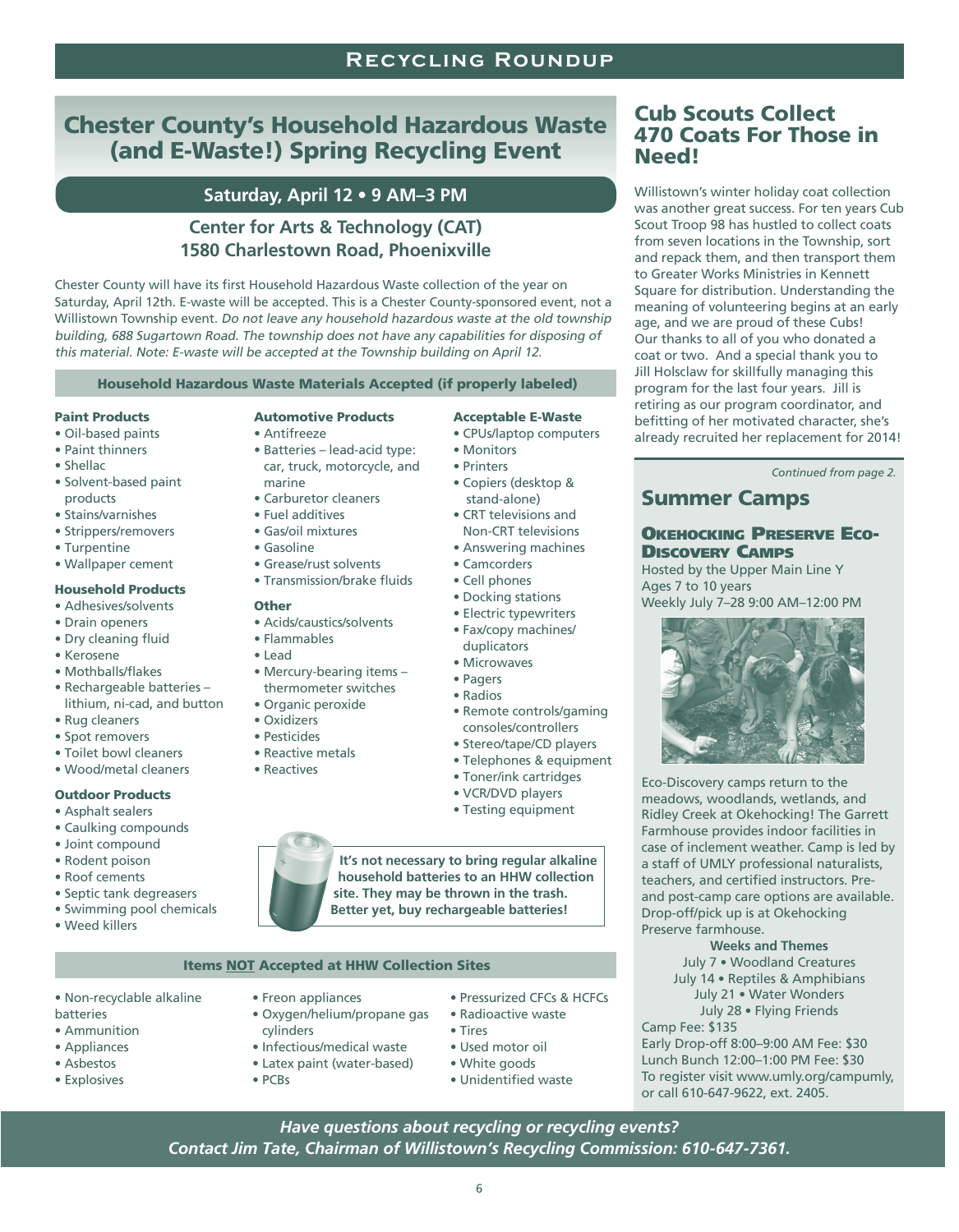# Chester County's Household Hazardous Waste (and E-Waste!) Spring Recycling Event

## Saturday, April 12 • 9 AM–3 PM

### Center for Arts & Technology (CAT)
### 1580 Charlestown Road, Phoenixville

Chester County will have its first Household Hazardous Waste collection of the year on Saturday, April 12th. E-waste will be accepted. This is a Chester County-sponsored event, not a Willistown Township event. *Do not leave any household hazardous waste at the old township building, 688 Sugartown Road. The township does not have any capabilities for disposing of this material. Note: E-waste will be accepted at the Township building on April 12.*

### Household Hazardous Waste Materials Accepted (if properly labeled)

**Paint Products**
- Oil-based paints
- Paint thinners
- Shellac
- Solvent-based paint products
- Stains/varnishes
- Strippers/removers
- Turpentine
- Wallpaper cement

**Household Products**
- Adhesives/solvents
- Drain openers
- Dry cleaning fluid
- Kerosene
- Mothballs/flakes
- Rechargeable batteries – lithium, ni-cad, and button
- Rug cleaners
- Spot removers
- Toilet bowl cleaners
- Wood/metal cleaners

**Outdoor Products**
- Asphalt sealers
- Caulking compounds
- Joint compound
- Rodent poison
- Roof cements
- Septic tank degreasers
- Swimming pool chemicals
- Weed killers

**Automotive Products**
- Antifreeze
- Batteries – lead-acid type: car, truck, motorcycle, and marine
- Carburetor cleaners
- Fuel additives
- Gas/oil mixtures
- Gasoline
- Grease/rust solvents
- Transmission/brake fluids

**Other**
- Acids/caustics/solvents
- Flammables
- Lead
- Mercury-bearing items – thermometer switches
- Organic peroxide
- Oxidizers
- Pesticides
- Reactive metals
- Reactives

**Acceptable E-Waste**
- CPUs/laptop computers
- Monitors
- Printers
- Copiers (desktop & stand-alone)
- CRT televisions and Non-CRT televisions
- Answering machines
- Camcorders
- Cell phones
- Docking stations
- Electric typewriters
- Fax/copy machines/ duplicators
- Microwaves
- Pagers
- Radios
- Remote controls/gaming consoles/controllers
- Stereo/tape/CD players
- Telephones & equipment
- Toner/ink cartridges
- VCR/DVD players
- Testing equipment

**It's not necessary to bring regular alkaline household batteries to an HHW collection site. They may be thrown in the trash. Better yet, buy rechargeable batteries!**

### Items NOT Accepted at HHW Collection Sites

- Non-recyclable alkaline batteries
- Ammunition
- Appliances
- Asbestos
- Explosives
- Freon appliances
- Oxygen/helium/propane gas cylinders
- Infectious/medical waste
- Latex paint (water-based)
- PCBs
- Pressurized CFCs & HCFCs
- Radioactive waste
- Tires
- Used motor oil
- White goods
- Unidentified waste

# Cub Scouts Collect 470 Coats For Those in Need!

Willistown's winter holiday coat collection was another great success. For ten years Cub Scout Troop 98 has hustled to collect coats from seven locations in the Township, sort and repack them, and then transport them to Greater Works Ministries in Kennett Square for distribution. Understanding the meaning of volunteering begins at an early age, and we are proud of these Cubs! Our thanks to all of you who donated a coat or two. And a special thank you to Jill Holsclaw for skillfully managing this program for the last four years. Jill is retiring as our program coordinator, and befitting of her motivated character, she's already recruited her replacement for 2014!

*Continued from page 2.*

# Summer Camps

### Okehocking Preserve Eco-Discovery Camps

Hosted by the Upper Main Line Y
Ages 7 to 10 years
Weekly July 7–28 9:00 AM–12:00 PM

Eco-Discovery camps return to the meadows, woodlands, wetlands, and Ridley Creek at Okehocking! The Garrett Farmhouse provides indoor facilities in case of inclement weather. Camp is led by a staff of UMLY professional naturalists, teachers, and certified instructors. Pre- and post-camp care options are available. Drop-off/pick up is at Okehocking Preserve farmhouse.

**Weeks and Themes**
July 7 • Woodland Creatures
July 14 • Reptiles & Amphibians
July 21 • Water Wonders
July 28 • Flying Friends

Camp Fee: $135
Early Drop-off 8:00–9:00 AM Fee: $30
Lunch Bunch 12:00–1:00 PM Fee: $30
To register visit www.umly.org/campumly, or call 610-647-9622, ext. 2405.

***Have questions about recycling or recycling events? Contact Jim Tate, Chairman of Willistown's Recycling Commission: 610-647-7361.***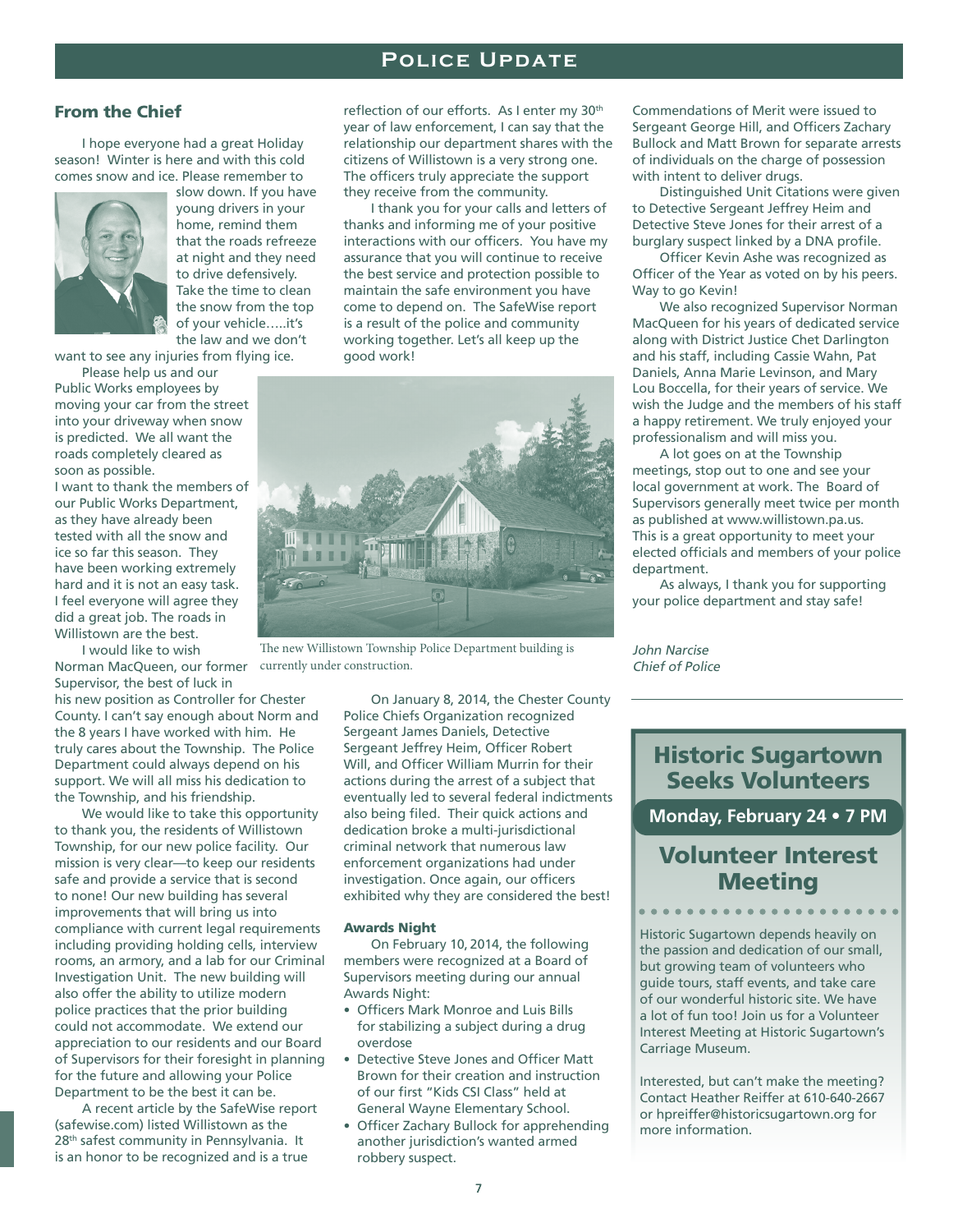# Police Update

## From the Chief

I hope everyone had a great Holiday season! Winter is here and with this cold comes snow and ice. Please remember to slow down. If you have young drivers in your home, remind them that the roads refreeze at night and they need to drive defensively. Take the time to clean the snow from the top of your vehicle…..it's the law and we don't want to see any injuries from flying ice.

Please help us and our Public Works employees by moving your car from the street into your driveway when snow is predicted. We all want the roads completely cleared as soon as possible.

I want to thank the members of our Public Works Department, as they have already been tested with all the snow and ice so far this season. They have been working extremely hard and it is not an easy task. I feel everyone will agree they did a great job. The roads in Willistown are the best.

I would like to wish Norman MacQueen, our former Supervisor, the best of luck in his new position as Controller for Chester County. I can't say enough about Norm and the 8 years I have worked with him. He truly cares about the Township. The Police Department could always depend on his support. We will all miss his dedication to the Township, and his friendship.

We would like to take this opportunity to thank you, the residents of Willistown Township, for our new police facility. Our mission is very clear—to keep our residents safe and provide a service that is second to none! Our new building has several improvements that will bring us into compliance with current legal requirements including providing holding cells, interview rooms, an armory, and a lab for our Criminal Investigation Unit. The new building will also offer the ability to utilize modern police practices that the prior building could not accommodate. We extend our appreciation to our residents and our Board of Supervisors for their foresight in planning for the future and allowing your Police Department to be the best it can be.

A recent article by the SafeWise report (safewise.com) listed Willistown as the 28th safest community in Pennsylvania. It is an honor to be recognized and is a true reflection of our efforts. As I enter my 30th year of law enforcement, I can say that the relationship our department shares with the citizens of Willistown is a very strong one. The officers truly appreciate the support they receive from the community.

I thank you for your calls and letters of thanks and informing me of your positive interactions with our officers. You have my assurance that you will continue to receive the best service and protection possible to maintain the safe environment you have come to depend on. The SafeWise report is a result of the police and community working together. Let's all keep up the good work!

The new Willistown Township Police Department building is currently under construction.

On January 8, 2014, the Chester County Police Chiefs Organization recognized Sergeant James Daniels, Detective Sergeant Jeffrey Heim, Officer Robert Will, and Officer William Murrin for their actions during the arrest of a subject that eventually led to several federal indictments also being filed. Their quick actions and dedication broke a multi-jurisdictional criminal network that numerous law enforcement organizations had under investigation. Once again, our officers exhibited why they are considered the best!

### Awards Night

On February 10, 2014, the following members were recognized at a Board of Supervisors meeting during our annual Awards Night:

- Officers Mark Monroe and Luis Bills for stabilizing a subject during a drug overdose
- Detective Steve Jones and Officer Matt Brown for their creation and instruction of our first "Kids CSI Class" held at General Wayne Elementary School.
- Officer Zachary Bullock for apprehending another jurisdiction's wanted armed robbery suspect.

Commendations of Merit were issued to Sergeant George Hill, and Officers Zachary Bullock and Matt Brown for separate arrests of individuals on the charge of possession with intent to deliver drugs.

Distinguished Unit Citations were given to Detective Sergeant Jeffrey Heim and Detective Steve Jones for their arrest of a burglary suspect linked by a DNA profile.

Officer Kevin Ashe was recognized as Officer of the Year as voted on by his peers. Way to go Kevin!

We also recognized Supervisor Norman MacQueen for his years of dedicated service along with District Justice Chet Darlington and his staff, including Cassie Wahn, Pat Daniels, Anna Marie Levinson, and Mary Lou Boccella, for their years of service. We wish the Judge and the members of his staff a happy retirement. We truly enjoyed your professionalism and will miss you.

A lot goes on at the Township meetings, stop out to one and see your local government at work. The Board of Supervisors generally meet twice per month as published at www.willistown.pa.us. This is a great opportunity to meet your elected officials and members of your police department.

As always, I thank you for supporting your police department and stay safe!

*John Narcise*
*Chief of Police*

---

## Historic Sugartown Seeks Volunteers

**Monday, February 24 • 7 PM**

## Volunteer Interest Meeting

Historic Sugartown depends heavily on the passion and dedication of our small, but growing team of volunteers who guide tours, staff events, and take care of our wonderful historic site. We have a lot of fun too! Join us for a Volunteer Interest Meeting at Historic Sugartown's Carriage Museum.

Interested, but can't make the meeting? Contact Heather Reiffer at 610-640-2667 or hpreiffer@historicsugartown.org for more information.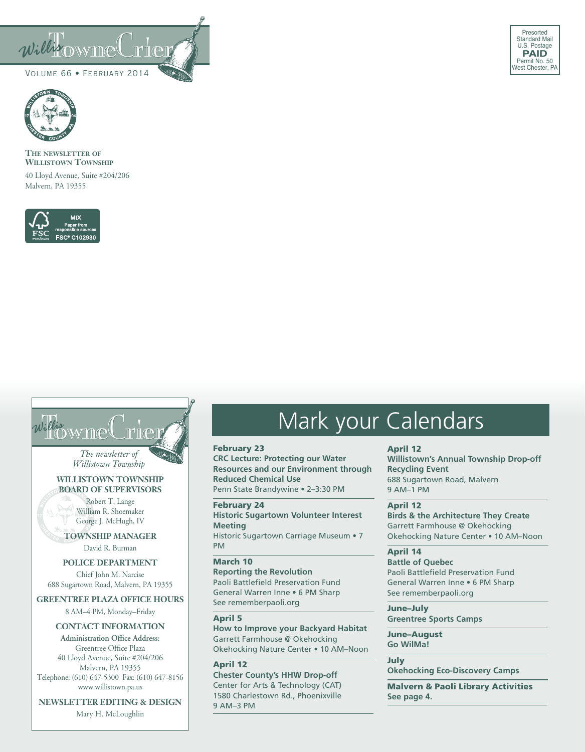# Willis Towne Crier

Volume 66 • February 2014

Presorted
Standard Mail
U.S. Postage
**PAID**
Permit No. 50
West Chester, PA

**The newsletter of Willistown Township**

40 Lloyd Avenue, Suite #204/206
Malvern, PA 19355

MIX
Paper from responsible sources
FSC® C102930

## Willis Towne Crier

*The newsletter of Willistown Township*

**WILLISTOWN TOWNSHIP BOARD OF SUPERVISORS**

Robert T. Lange
William R. Shoemaker
George J. McHugh, IV

**TOWNSHIP MANAGER**

David R. Burman

**POLICE DEPARTMENT**

Chief John M. Narcise
688 Sugartown Road, Malvern, PA 19355

**GREENTREE PLAZA OFFICE HOURS**

8 AM–4 PM, Monday–Friday

**CONTACT INFORMATION**

**Administration Office Address:**
Greentree Office Plaza
40 Lloyd Avenue, Suite #204/206
Malvern, PA 19355
Telephone: (610) 647-5300 Fax: (610) 647-8156
www.willistown.pa.us

**NEWSLETTER EDITING & DESIGN**

Mary H. McLoughlin

# Mark your Calendars

**February 23**
**CRC Lecture: Protecting our Water Resources and our Environment through Reduced Chemical Use**
Penn State Brandywine • 2–3:30 PM

**February 24**
**Historic Sugartown Volunteer Interest Meeting**
Historic Sugartown Carriage Museum • 7 PM

**March 10**
**Reporting the Revolution**
Paoli Battlefield Preservation Fund
General Warren Inne • 6 PM Sharp
See rememberpaoli.org

**April 5**
**How to Improve your Backyard Habitat**
Garrett Farmhouse @ Okehocking
Okehocking Nature Center • 10 AM–Noon

**April 12**
**Chester County's HHW Drop-off**
Center for Arts & Technology (CAT)
1580 Charlestown Rd., Phoenixville
9 AM–3 PM

**April 12**
**Willistown's Annual Township Drop-off Recycling Event**
688 Sugartown Road, Malvern
9 AM–1 PM

**April 12**
**Birds & the Architecture They Create**
Garrett Farmhouse @ Okehocking
Okehocking Nature Center • 10 AM–Noon

**April 14**
**Battle of Quebec**
Paoli Battlefield Preservation Fund
General Warren Inne • 6 PM Sharp
See rememberpaoli.org

**June–July**
**Greentree Sports Camps**

**June–August**
**Go WilMa!**

**July**
**Okehocking Eco-Discovery Camps**

**Malvern & Paoli Library Activities**
**See page 4.**